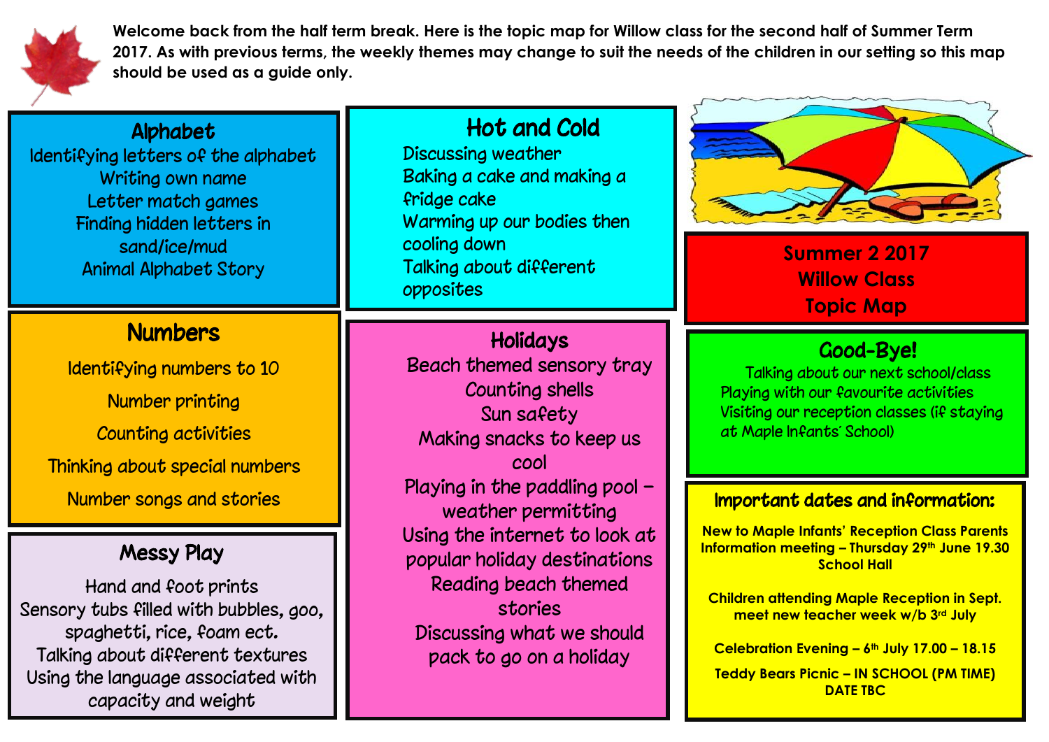**Welcome back from the half term break. Here is the topic map for Willow class for the second half of Summer Term 2017. As with previous terms, the weekly themes may change to suit the needs of the children in our setting so this map should be used as a guide only.**

# Summer 2 2017 Willow Class Topic Map

## Alphabet

Identifying letters of the alphabet
Writing own name
Letter match games
Finding hidden letters in sand/ice/mud
Animal Alphabet Story

## Numbers

Identifying numbers to 10

Number printing

Counting activities

Thinking about special numbers

Number songs and stories

## Messy Play

Hand and foot prints
Sensory tubs filled with bubbles, goo, spaghetti, rice, foam ect.
Talking about different textures
Using the language associated with capacity and weight

## Hot and Cold

Discussing weather
Baking a cake and making a fridge cake
Warming up our bodies then cooling down
Talking about different opposites

## Holidays

Beach themed sensory tray
Counting shells
Sun safety
Making snacks to keep us cool
Playing in the paddling pool – weather permitting
Using the internet to look at popular holiday destinations
Reading beach themed stories
Discussing what we should pack to go on a holiday

## Good-Bye!

Talking about our next school/class
Playing with our favourite activities
Visiting our reception classes (if staying at Maple Infants' School)

## Important dates and information:

**New to Maple Infants' Reception Class Parents Information meeting – Thursday 29th June 19.30 School Hall**

**Children attending Maple Reception in Sept. meet new teacher week w/b 3rd July**

**Celebration Evening – 6th July 17.00 – 18.15**

**Teddy Bears Picnic – IN SCHOOL (PM TIME) DATE TBC**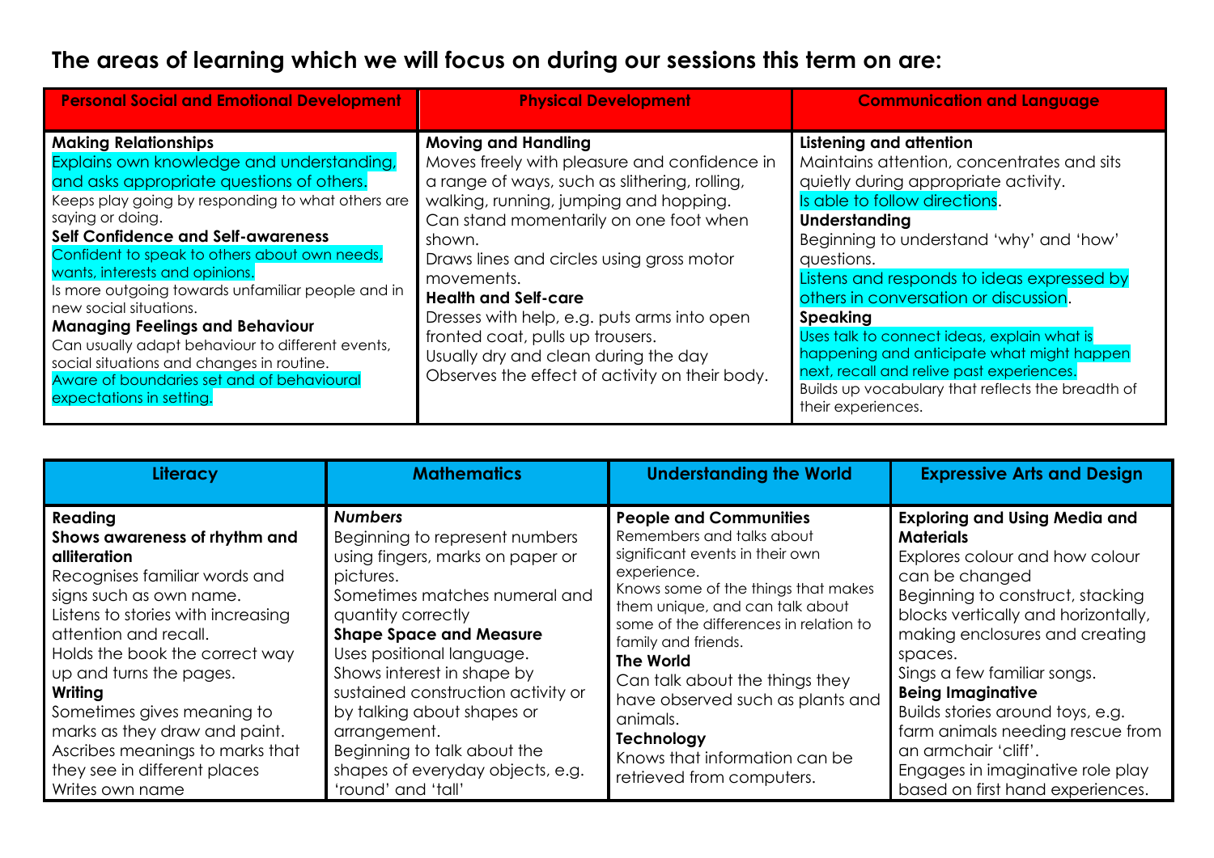# The areas of learning which we will focus on during our sessions this term on are:

| Personal Social and Emotional Development | Physical Development | Communication and Language |
|---|---|---|
| **Making Relationships**<br>Explains own knowledge and understanding, and asks appropriate questions of others.<br>Keeps play going by responding to what others are saying or doing.<br>**Self Confidence and Self-awareness**<br>Confident to speak to others about own needs, wants, interests and opinions.<br>Is more outgoing towards unfamiliar people and in new social situations.<br>**Managing Feelings and Behaviour**<br>Can usually adapt behaviour to different events, social situations and changes in routine.<br>Aware of boundaries set and of behavioural expectations in setting. | **Moving and Handling**<br>Moves freely with pleasure and confidence in a range of ways, such as slithering, rolling, walking, running, jumping and hopping.<br>Can stand momentarily on one foot when shown.<br>Draws lines and circles using gross motor movements.<br>**Health and Self-care**<br>Dresses with help, e.g. puts arms into open fronted coat, pulls up trousers.<br>Usually dry and clean during the day<br>Observes the effect of activity on their body. | **Listening and attention**<br>Maintains attention, concentrates and sits quietly during appropriate activity.<br>Is able to follow directions.<br>**Understanding**<br>Beginning to understand 'why' and 'how' questions.<br>Listens and responds to ideas expressed by others in conversation or discussion.<br>**Speaking**<br>Uses talk to connect ideas, explain what is happening and anticipate what might happen next, recall and relive past experiences.<br>Builds up vocabulary that reflects the breadth of their experiences. |

| Literacy | Mathematics | Understanding the World | Expressive Arts and Design |
|---|---|---|---|
| **Reading**<br>**Shows awareness of rhythm and alliteration**<br>Recognises familiar words and signs such as own name.<br>Listens to stories with increasing attention and recall.<br>Holds the book the correct way up and turns the pages.<br>**Writing**<br>Sometimes gives meaning to marks as they draw and paint.<br>Ascribes meanings to marks that they see in different places<br>Writes own name | ***Numbers***<br>Beginning to represent numbers using fingers, marks on paper or pictures.<br>Sometimes matches numeral and quantity correctly<br>**Shape Space and Measure**<br>Uses positional language.<br>Shows interest in shape by sustained construction activity or by talking about shapes or arrangement.<br>Beginning to talk about the shapes of everyday objects, e.g. 'round' and 'tall' | **People and Communities**<br>Remembers and talks about significant events in their own experience.<br>Knows some of the things that makes them unique, and can talk about some of the differences in relation to family and friends.<br>**The World**<br>Can talk about the things they have observed such as plants and animals.<br>**Technology**<br>Knows that information can be retrieved from computers. | **Exploring and Using Media and Materials**<br>Explores colour and how colour can be changed<br>Beginning to construct, stacking blocks vertically and horizontally, making enclosures and creating spaces.<br>Sings a few familiar songs.<br>**Being Imaginative**<br>Builds stories around toys, e.g. farm animals needing rescue from an armchair 'cliff'.<br>Engages in imaginative role play based on first hand experiences. |